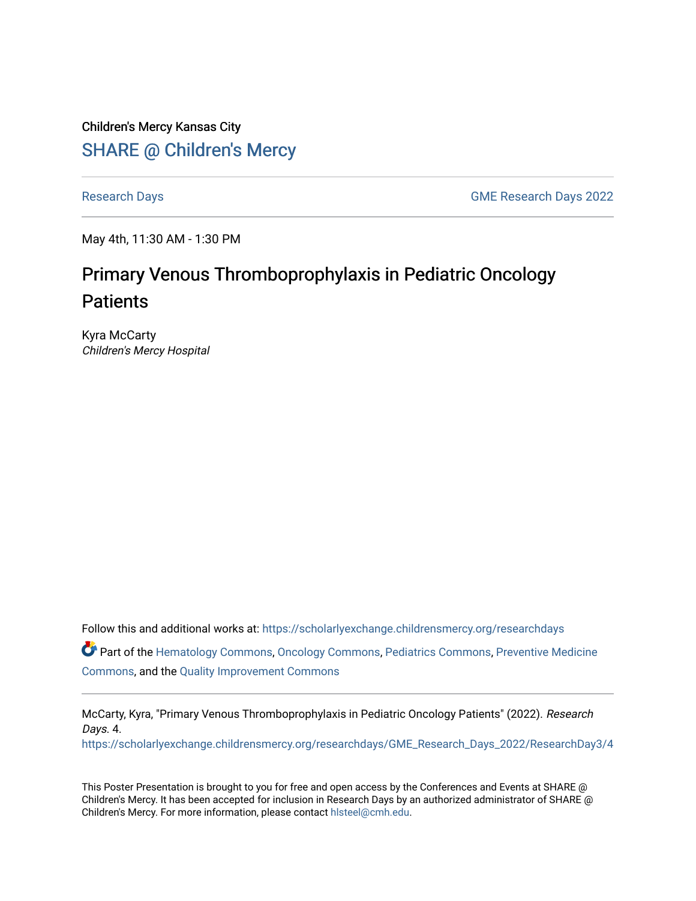Children's Mercy Kansas City

SHARE @ Children's Mercy

Research Days | GME Research Days 2022

May 4th, 11:30 AM - 1:30 PM

# Primary Venous Thromboprophylaxis in Pediatric Oncology Patients

Kyra McCarty
*Children's Mercy Hospital*

Follow this and additional works at: https://scholarlyexchange.childrensmercy.org/researchdays

Part of the Hematology Commons, Oncology Commons, Pediatrics Commons, Preventive Medicine Commons, and the Quality Improvement Commons

McCarty, Kyra, "Primary Venous Thromboprophylaxis in Pediatric Oncology Patients" (2022). *Research Days*. 4.
https://scholarlyexchange.childrensmercy.org/researchdays/GME_Research_Days_2022/ResearchDay3/4

This Poster Presentation is brought to you for free and open access by the Conferences and Events at SHARE @ Children's Mercy. It has been accepted for inclusion in Research Days by an authorized administrator of SHARE @ Children's Mercy. For more information, please contact hlsteel@cmh.edu.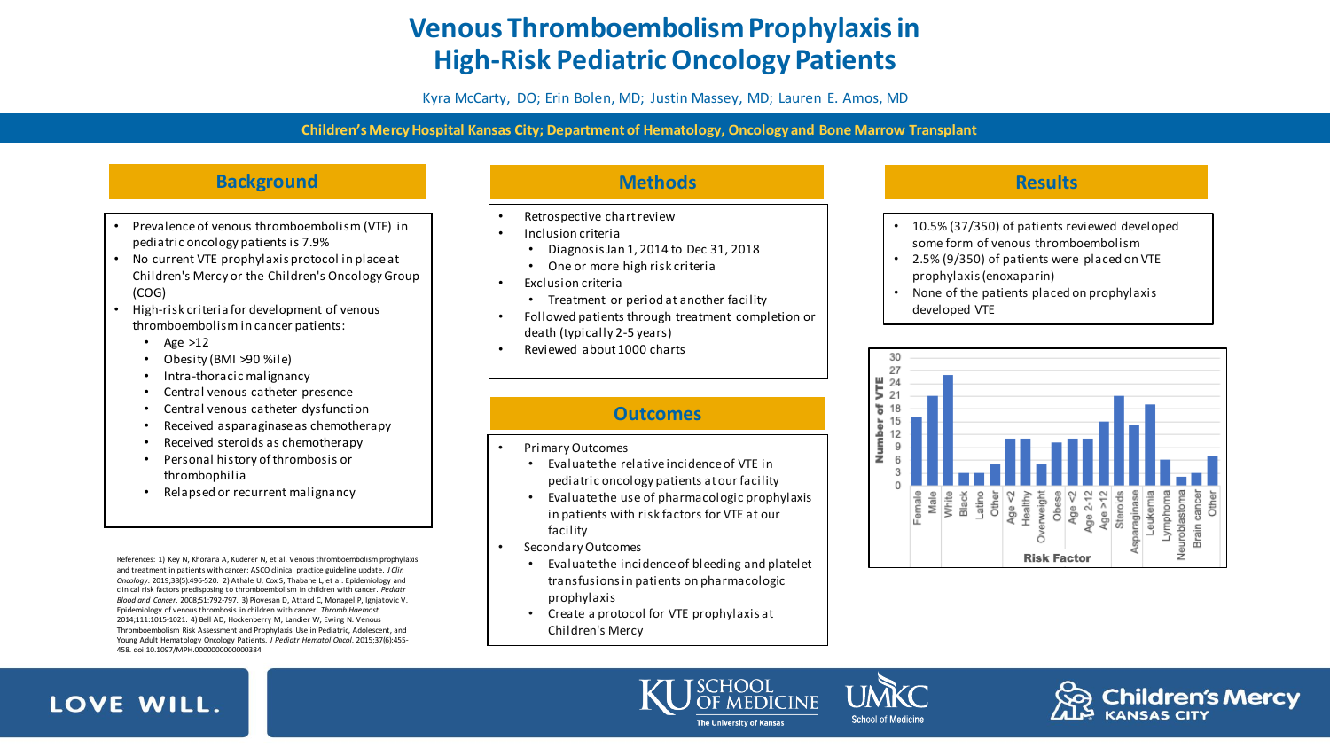# Venous Thromboembolism Prophylaxis in High-Risk Pediatric Oncology Patients

Kyra McCarty, DO; Erin Bolen, MD; Justin Massey, MD; Lauren E. Amos, MD

**Children's Mercy Hospital Kansas City; Department of Hematology, Oncology and Bone Marrow Transplant**

## Background

- Prevalence of venous thromboembolism (VTE) in pediatric oncology patients is 7.9%
- No current VTE prophylaxis protocol in place at Children's Mercy or the Children's Oncology Group (COG)
- High-risk criteria for development of venous thromboembolism in cancer patients:
  - Age >12
  - Obesity (BMI >90 %ile)
  - Intra-thoracic malignancy
  - Central venous catheter presence
  - Central venous catheter dysfunction
  - Received asparaginase as chemotherapy
  - Received steroids as chemotherapy
  - Personal history of thrombosis or thrombophilia
  - Relapsed or recurrent malignancy

References: 1) Key N, Khorana A, Kuderer N, et al. Venous thromboembolism prophylaxis and treatment in patients with cancer: ASCO clinical practice guideline update. *J Clin Oncology*. 2019;38(5):496-520. 2) Athale U, Cox S, Thabane L, et al. Epidemiology and clinical risk factors predisposing to thromboembolism in children with cancer. *Pediatr Blood and Cancer*. 2008;51:792-797. 3) Piovesan D, Attard C, Monagel P, Ignjatovic V. Epidemiology of venous thrombosis in children with cancer. *Thromb Haemost*. 2014;111:1015-1021. 4) Bell AD, Hockenberry M, Landier W, Ewing N. Venous Thromboembolism Risk Assessment and Prophylaxis Use in Pediatric, Adolescent, and Young Adult Hematology Oncology Patients. *J Pediatr Hematol Oncol*. 2015;37(6):455-458. doi:10.1097/MPH.0000000000000384

## Methods

- Retrospective chart review
- Inclusion criteria
  - Diagnosis Jan 1, 2014 to Dec 31, 2018
  - One or more high risk criteria
- Exclusion criteria
  - Treatment or period at another facility
- Followed patients through treatment completion or death (typically 2-5 years)
- Reviewed about 1000 charts

## Outcomes

- Primary Outcomes
  - Evaluate the relative incidence of VTE in pediatric oncology patients at our facility
  - Evaluate the use of pharmacologic prophylaxis in patients with risk factors for VTE at our facility
- Secondary Outcomes
  - Evaluate the incidence of bleeding and platelet transfusions in patients on pharmacologic prophylaxis
  - Create a protocol for VTE prophylaxis at Children's Mercy

## Results

- 10.5% (37/350) of patients reviewed developed some form of venous thromboembolism
- 2.5% (9/350) of patients were placed on VTE prophylaxis (enoxaparin)
- None of the patients placed on prophylaxis developed VTE

Number of VTE
30
27
24
21
18
15
12
9
6
3
0
Female
Male
White
Black
Latino
Other
Age <2
Healthy
Overweight
Obese
Age <2
Age 2-12
Age >12
Steroids
Asparaginase
Leukemia
Lymphoma
Neuroblastoma
Brain cancer
Other
Risk Factor

LOVE WILL.

KU School of Medicine, The University of Kansas | UMKC School of Medicine | Children's Mercy Kansas City